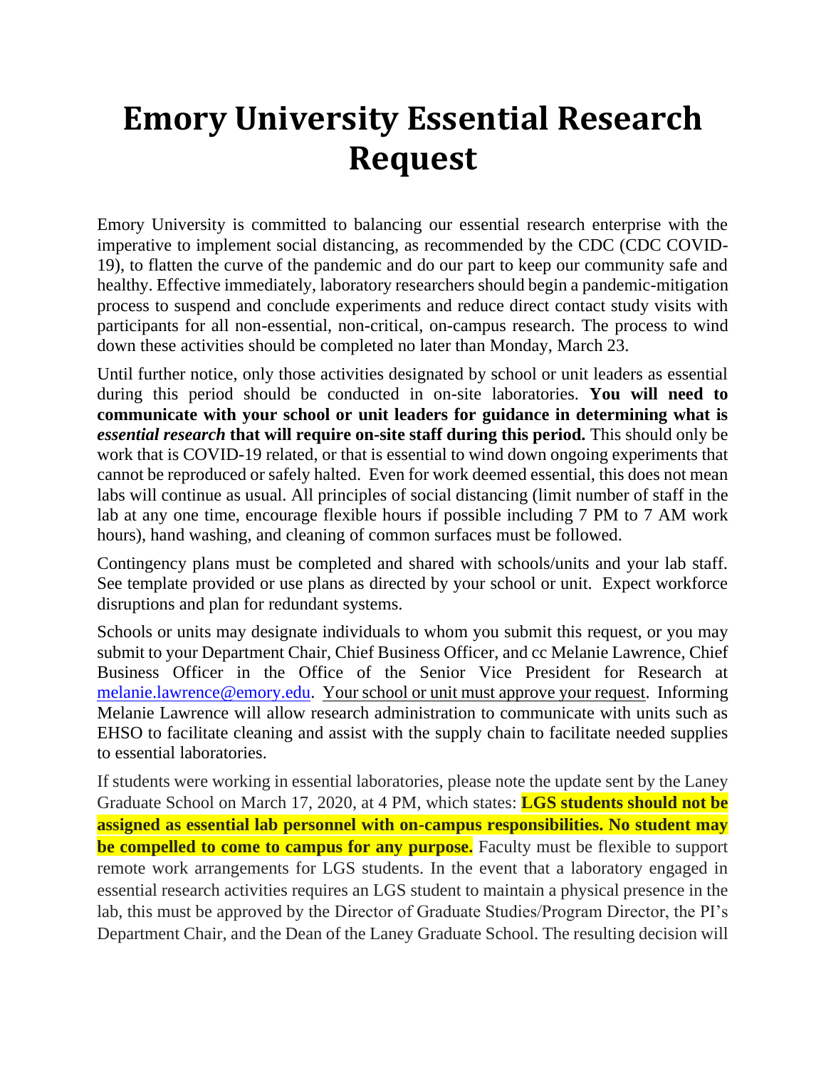# Emory University Essential Research Request

Emory University is committed to balancing our essential research enterprise with the imperative to implement social distancing, as recommended by the CDC (CDC COVID-19), to flatten the curve of the pandemic and do our part to keep our community safe and healthy. Effective immediately, laboratory researchers should begin a pandemic-mitigation process to suspend and conclude experiments and reduce direct contact study visits with participants for all non-essential, non-critical, on-campus research. The process to wind down these activities should be completed no later than Monday, March 23.

Until further notice, only those activities designated by school or unit leaders as essential during this period should be conducted in on-site laboratories. **You will need to communicate with your school or unit leaders for guidance in determining what is *essential research* that will require on-site staff during this period.** This should only be work that is COVID-19 related, or that is essential to wind down ongoing experiments that cannot be reproduced or safely halted. Even for work deemed essential, this does not mean labs will continue as usual. All principles of social distancing (limit number of staff in the lab at any one time, encourage flexible hours if possible including 7 PM to 7 AM work hours), hand washing, and cleaning of common surfaces must be followed.

Contingency plans must be completed and shared with schools/units and your lab staff. See template provided or use plans as directed by your school or unit. Expect workforce disruptions and plan for redundant systems.

Schools or units may designate individuals to whom you submit this request, or you may submit to your Department Chair, Chief Business Officer, and cc Melanie Lawrence, Chief Business Officer in the Office of the Senior Vice President for Research at melanie.lawrence@emory.edu. Your school or unit must approve your request. Informing Melanie Lawrence will allow research administration to communicate with units such as EHSO to facilitate cleaning and assist with the supply chain to facilitate needed supplies to essential laboratories.

If students were working in essential laboratories, please note the update sent by the Laney Graduate School on March 17, 2020, at 4 PM, which states: **LGS students should not be assigned as essential lab personnel with on-campus responsibilities. No student may be compelled to come to campus for any purpose.** Faculty must be flexible to support remote work arrangements for LGS students. In the event that a laboratory engaged in essential research activities requires an LGS student to maintain a physical presence in the lab, this must be approved by the Director of Graduate Studies/Program Director, the PI's Department Chair, and the Dean of the Laney Graduate School. The resulting decision will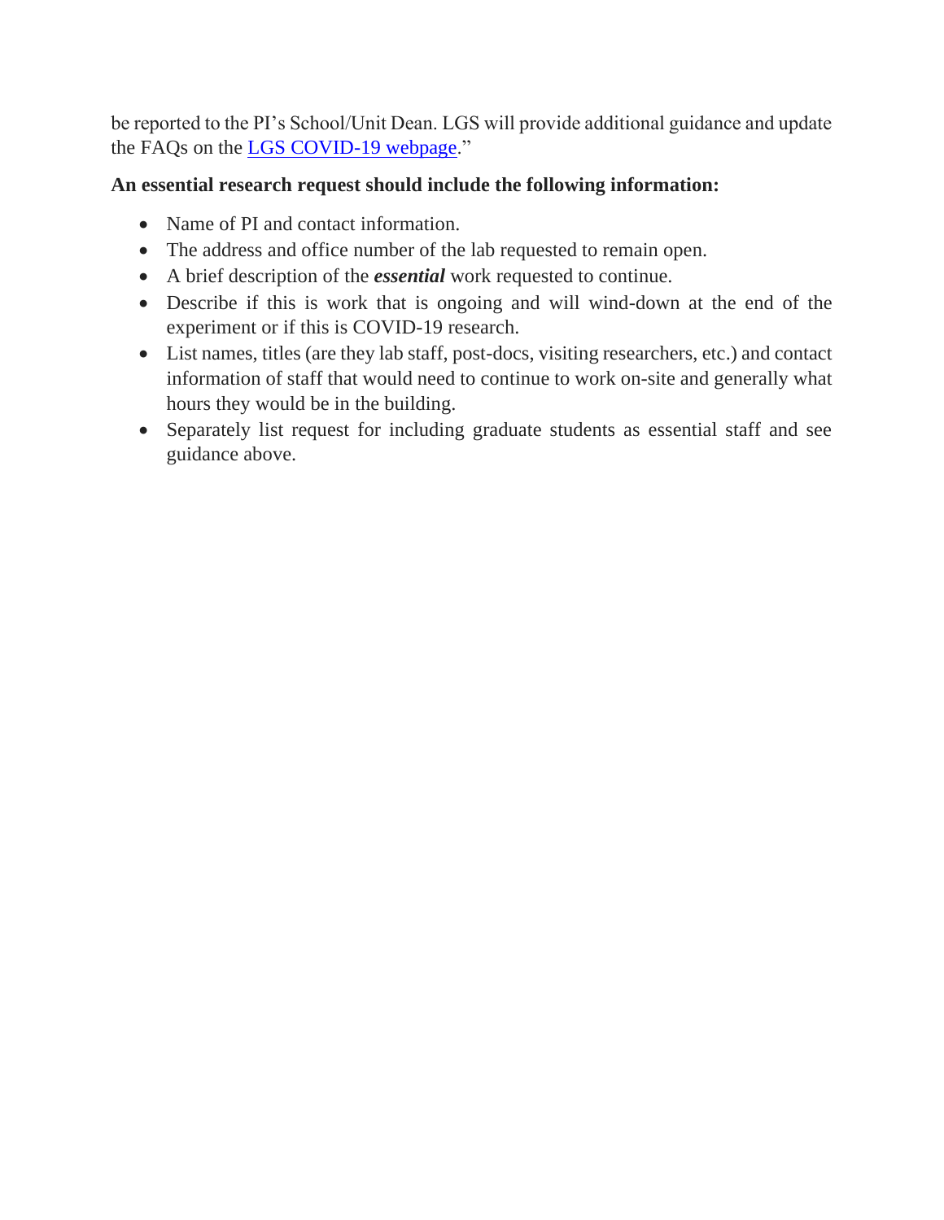be reported to the PI's School/Unit Dean. LGS will provide additional guidance and update the FAQs on the [LGS COVID-19 webpage](#)."

**An essential research request should include the following information:**

- Name of PI and contact information.
- The address and office number of the lab requested to remain open.
- A brief description of the ***essential*** work requested to continue.
- Describe if this is work that is ongoing and will wind-down at the end of the experiment or if this is COVID-19 research.
- List names, titles (are they lab staff, post-docs, visiting researchers, etc.) and contact information of staff that would need to continue to work on-site and generally what hours they would be in the building.
- Separately list request for including graduate students as essential staff and see guidance above.